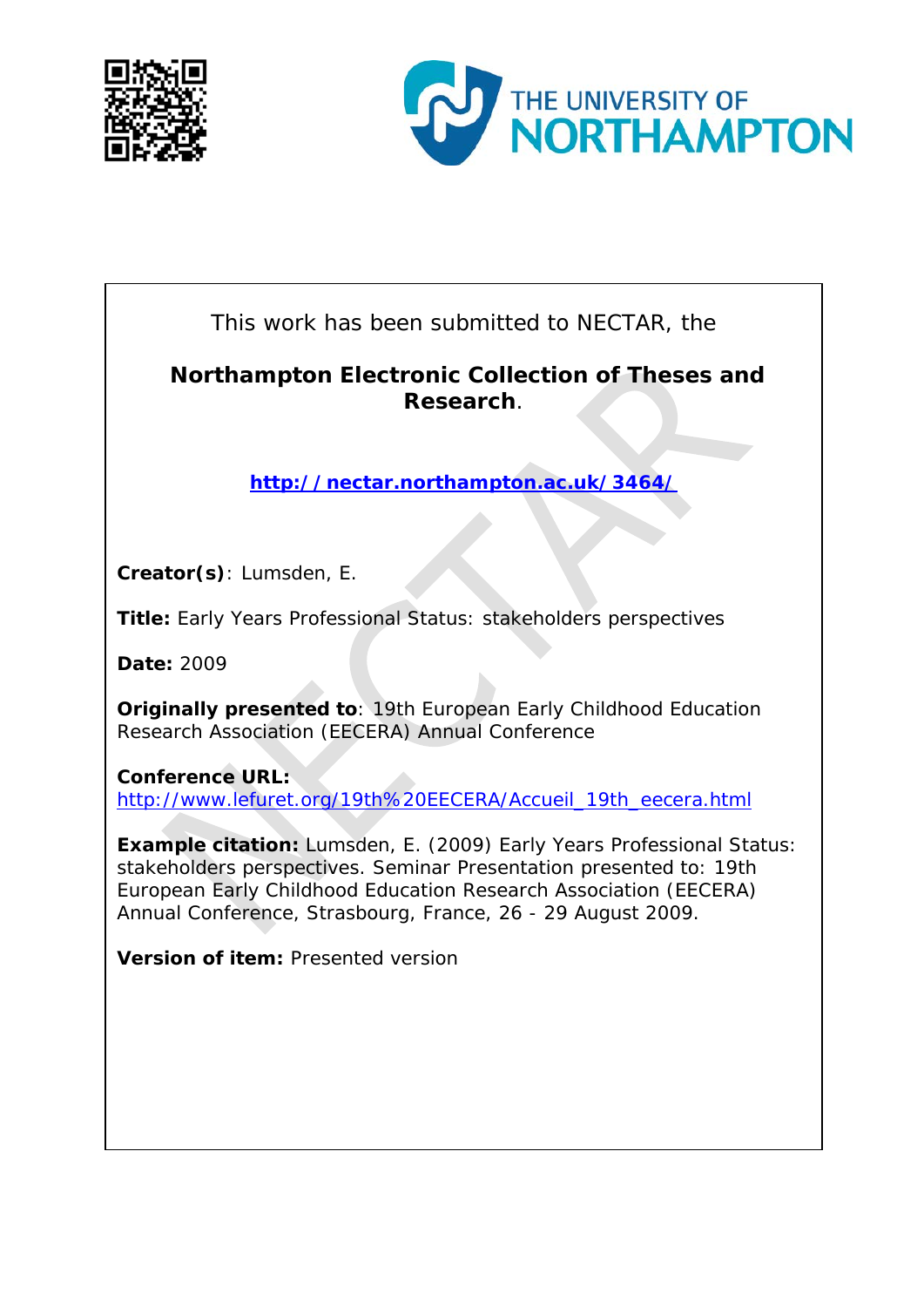This work has been submitted to NECTAR, the

**Northampton Electronic Collection of Theses and Research**.

**http://nectar.northampton.ac.uk/3464/**

**Creator(s)**: Lumsden, E.

**Title:** Early Years Professional Status: stakeholders perspectives

**Date:** 2009

**Originally presented to**: 19th European Early Childhood Education Research Association (EECERA) Annual Conference

**Conference URL:**
http://www.lefuret.org/19th%20EECERA/Accueil_19th_eecera.html

**Example citation:** Lumsden, E. (2009) Early Years Professional Status: stakeholders perspectives. Seminar Presentation presented to: 19th European Early Childhood Education Research Association (EECERA) Annual Conference, Strasbourg, France, 26 - 29 August 2009.

**Version of item:** Presented version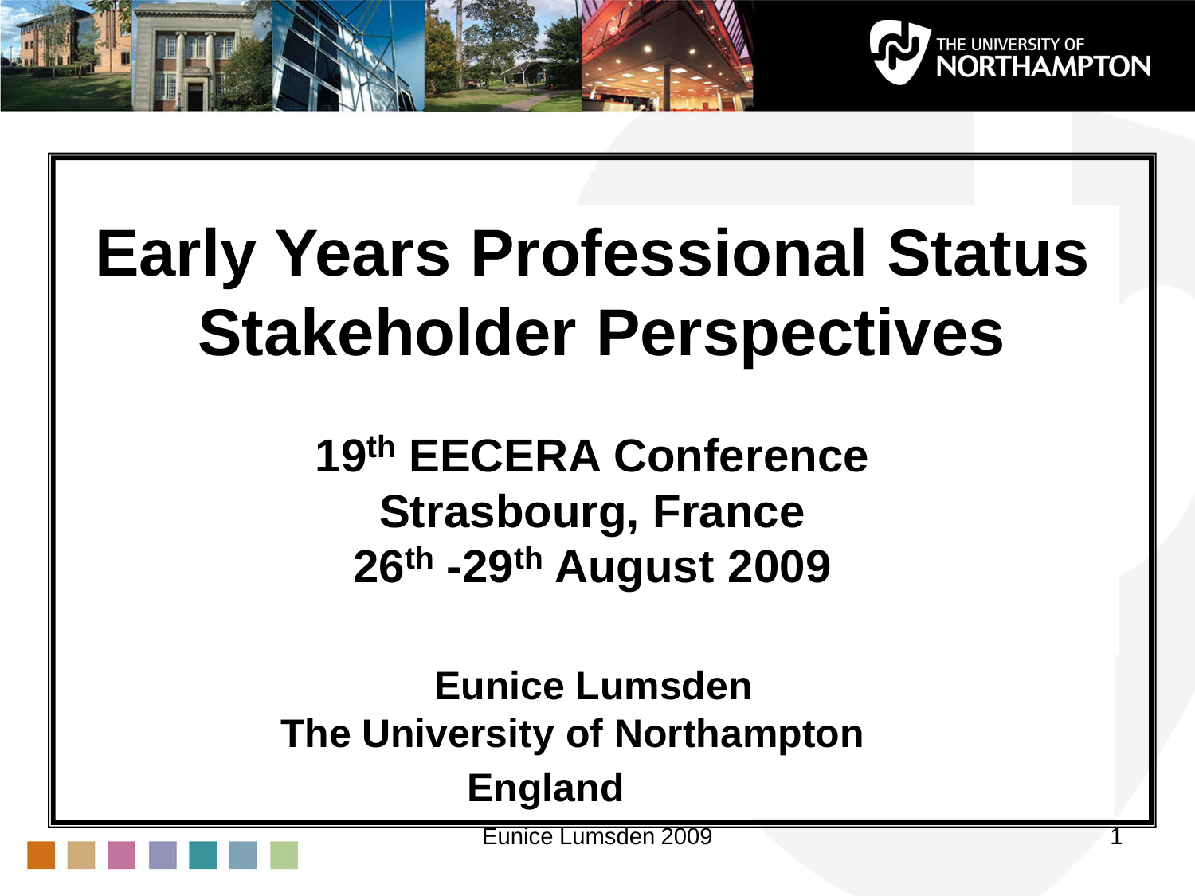# Early Years Professional Status Stakeholder Perspectives

**19th EECERA Conference**
**Strasbourg, France**
**26th -29th August 2009**

**Eunice Lumsden**
**The University of Northampton**
**England**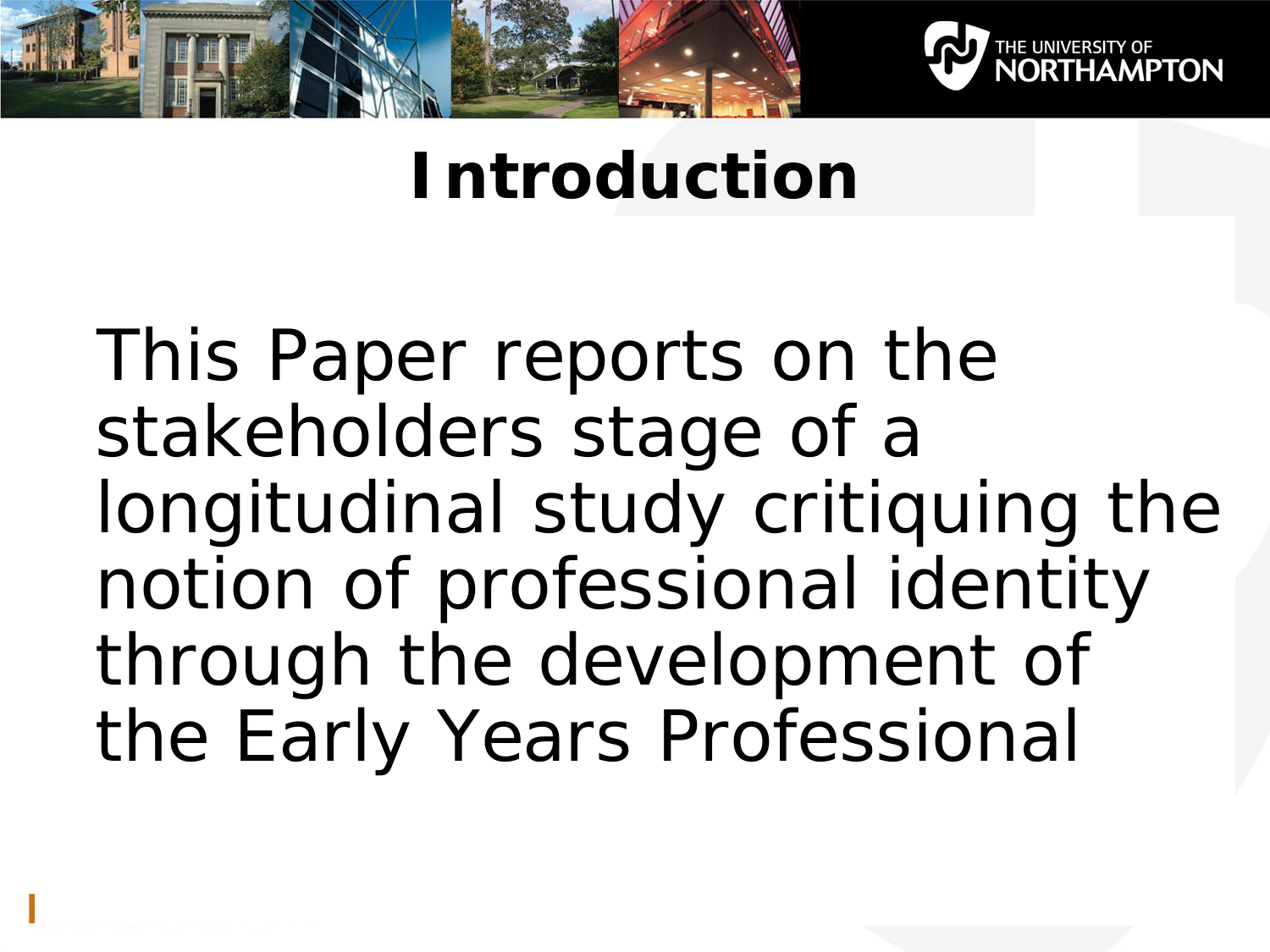# Introduction

This Paper reports on the stakeholders stage of a longitudinal study critiquing the notion of professional identity through the development of the Early Years Professional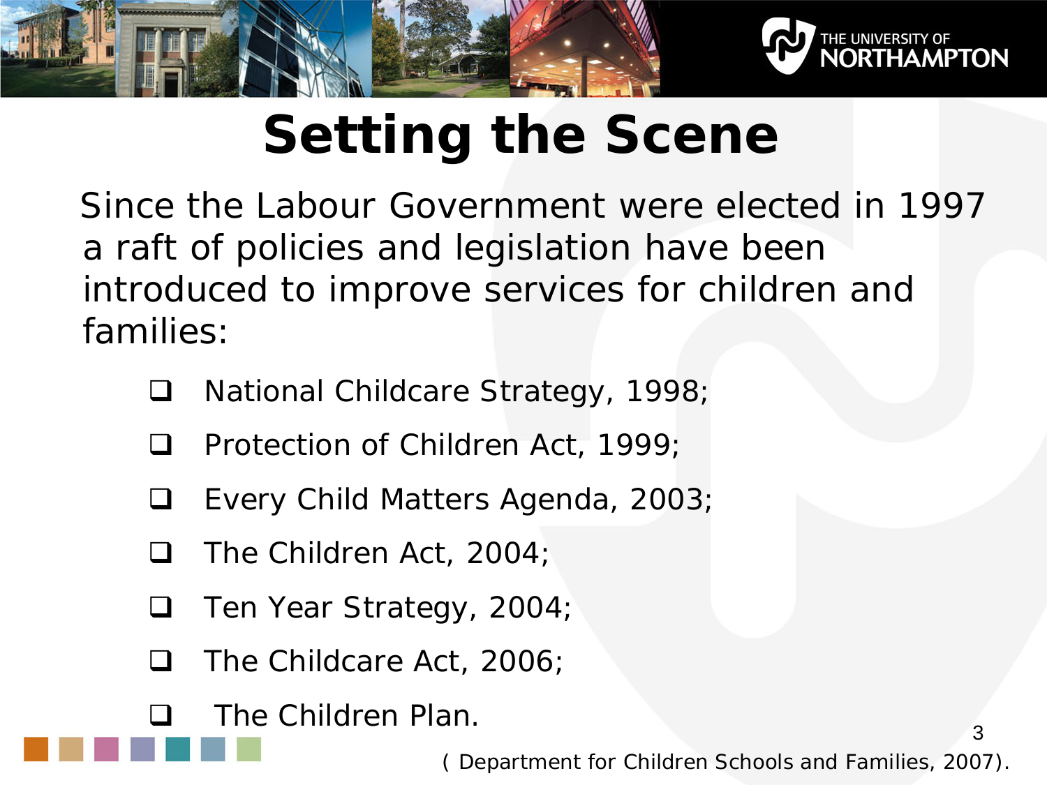# Setting the Scene

Since the Labour Government were elected in 1997 a raft of policies and legislation have been introduced to improve services for children and families:

- National Childcare Strategy, 1998;
- Protection of Children Act, 1999;
- Every Child Matters Agenda, 2003;
- The Children Act, 2004;
- Ten Year Strategy, 2004;
- The Childcare Act, 2006;
- The Children Plan.

( Department for Children Schools and Families, 2007).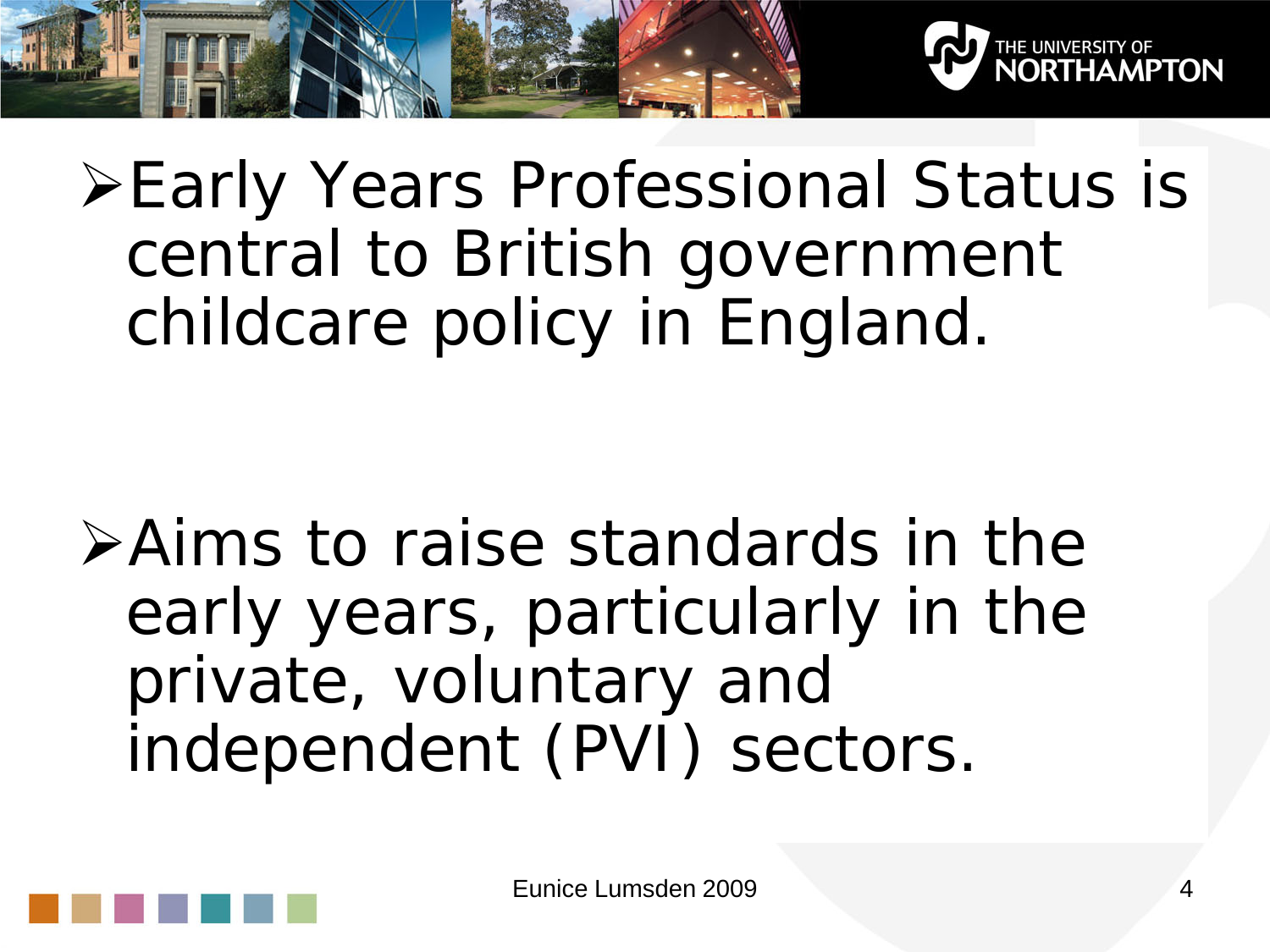- Early Years Professional Status is central to British government childcare policy in England.

- Aims to raise standards in the early years, particularly in the private, voluntary and independent (PVI) sectors.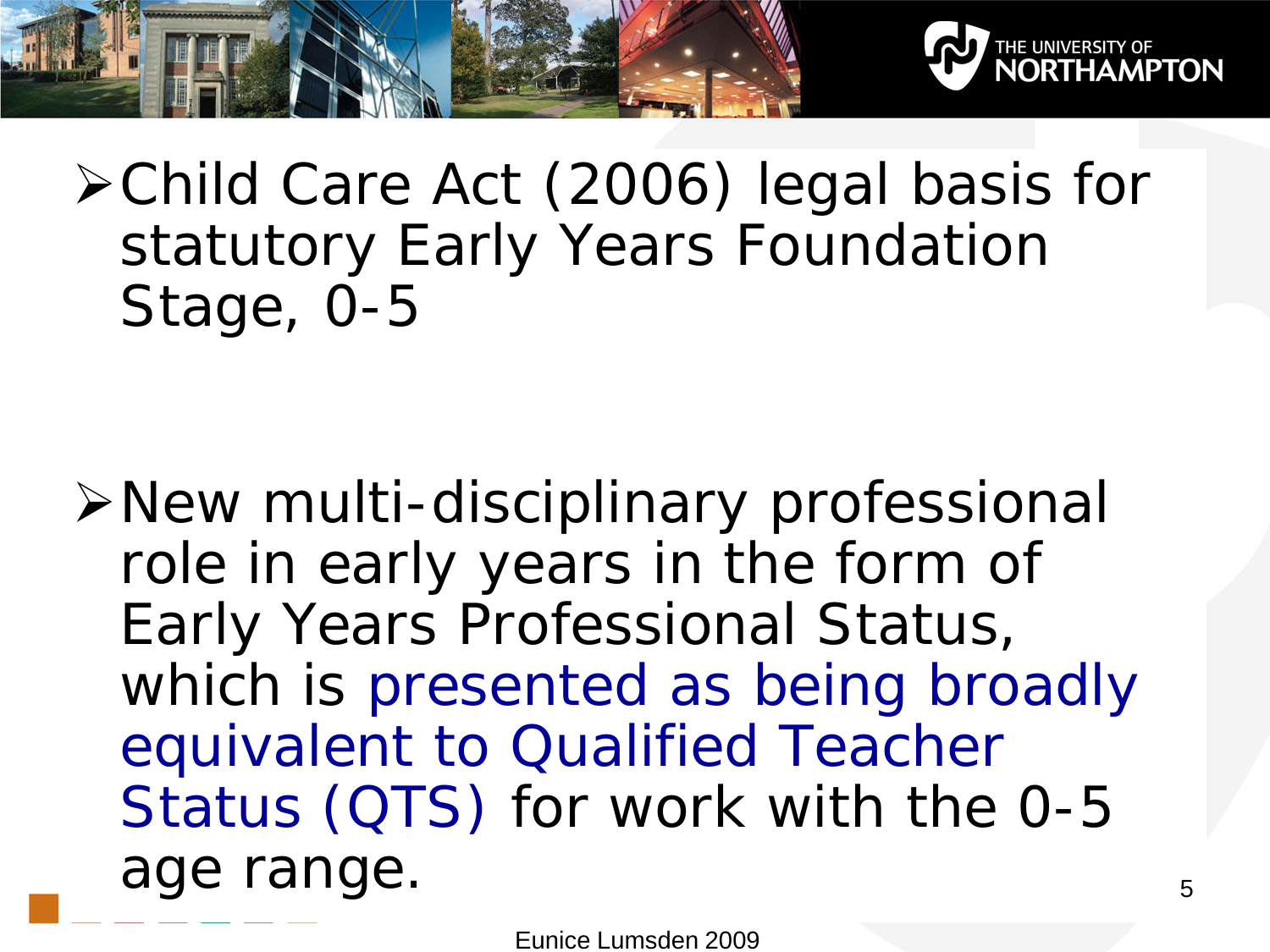- Child Care Act (2006) legal basis for statutory Early Years Foundation Stage, 0-5

- New multi-disciplinary professional role in early years in the form of Early Years Professional Status, which is presented as being broadly equivalent to Qualified Teacher Status (QTS) for work with the 0-5 age range.

Eunice Lumsden 2009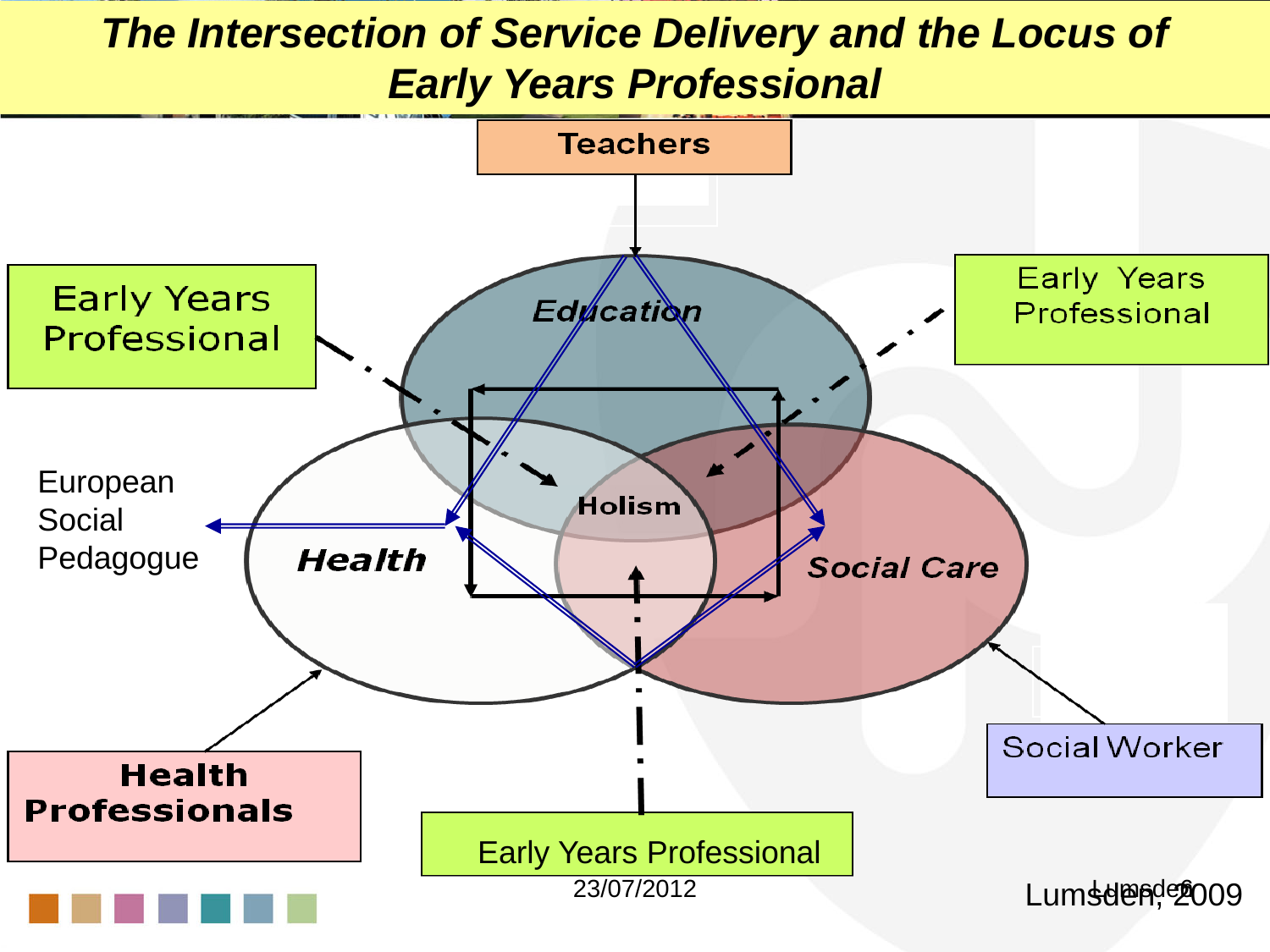# The Intersection of Service Delivery and the Locus of Early Years Professional

Teachers

Early Years Professional

Early Years Professional

Education

Holism

Health

Social Care

European Social Pedagogue

Health Professionals

Social Worker

Early Years Professional

23/07/2012

Lumsden, 2009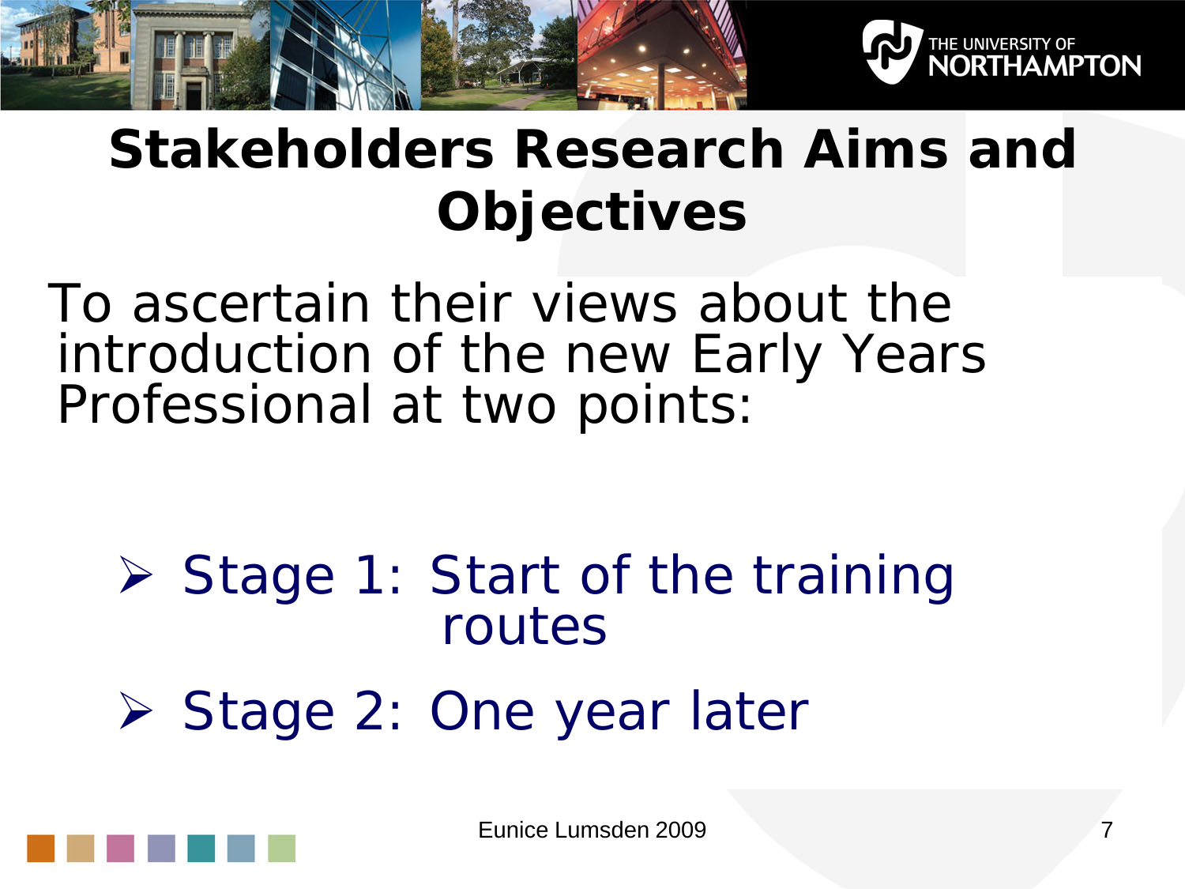# Stakeholders Research Aims and Objectives

To ascertain their views about the introduction of the new Early Years Professional at two points:

- Stage 1: Start of the training routes
- Stage 2: One year later

Eunice Lumsden 2009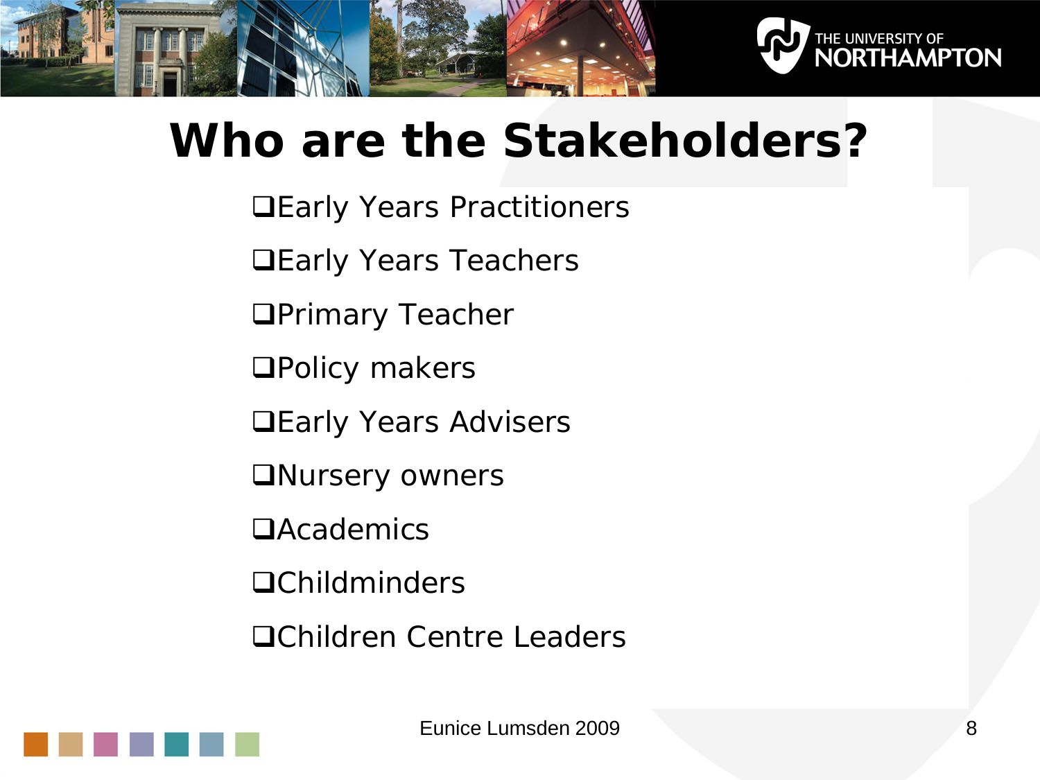# Who are the Stakeholders?

- Early Years Practitioners
- Early Years Teachers
- Primary Teacher
- Policy makers
- Early Years Advisers
- Nursery owners
- Academics
- Childminders
- Children Centre Leaders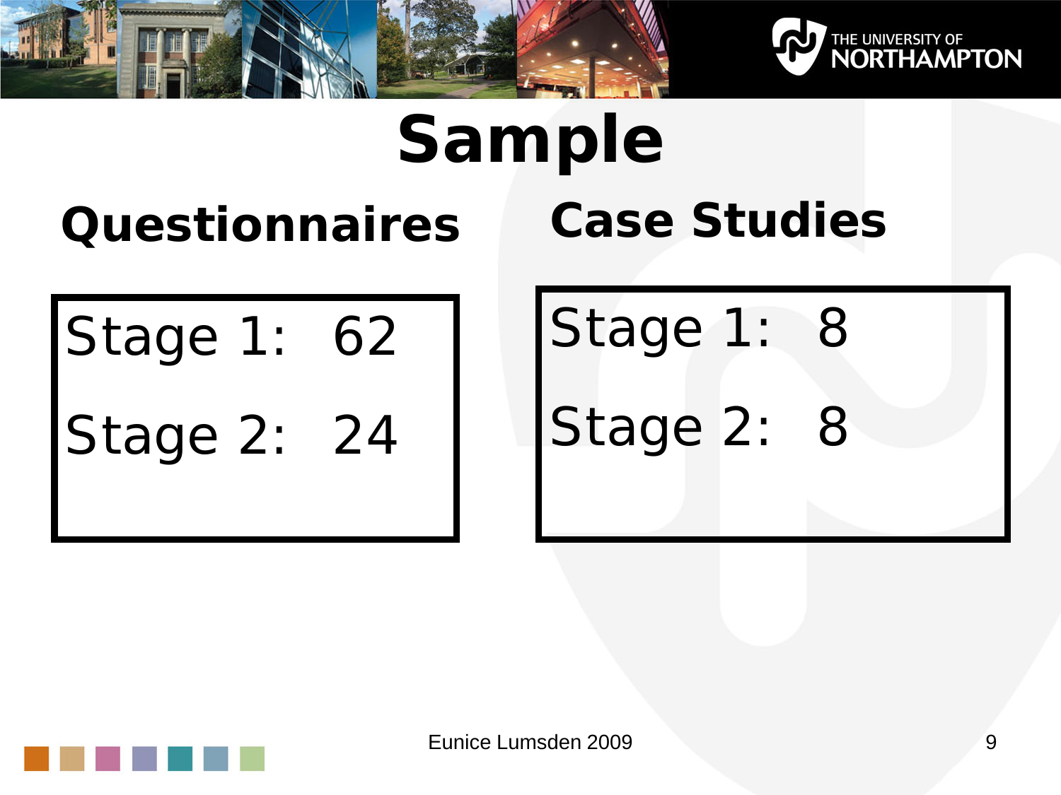# Sample

## Questionnaires

Stage 1: 62

Stage 2: 24

## Case Studies

Stage 1: 8

Stage 2: 8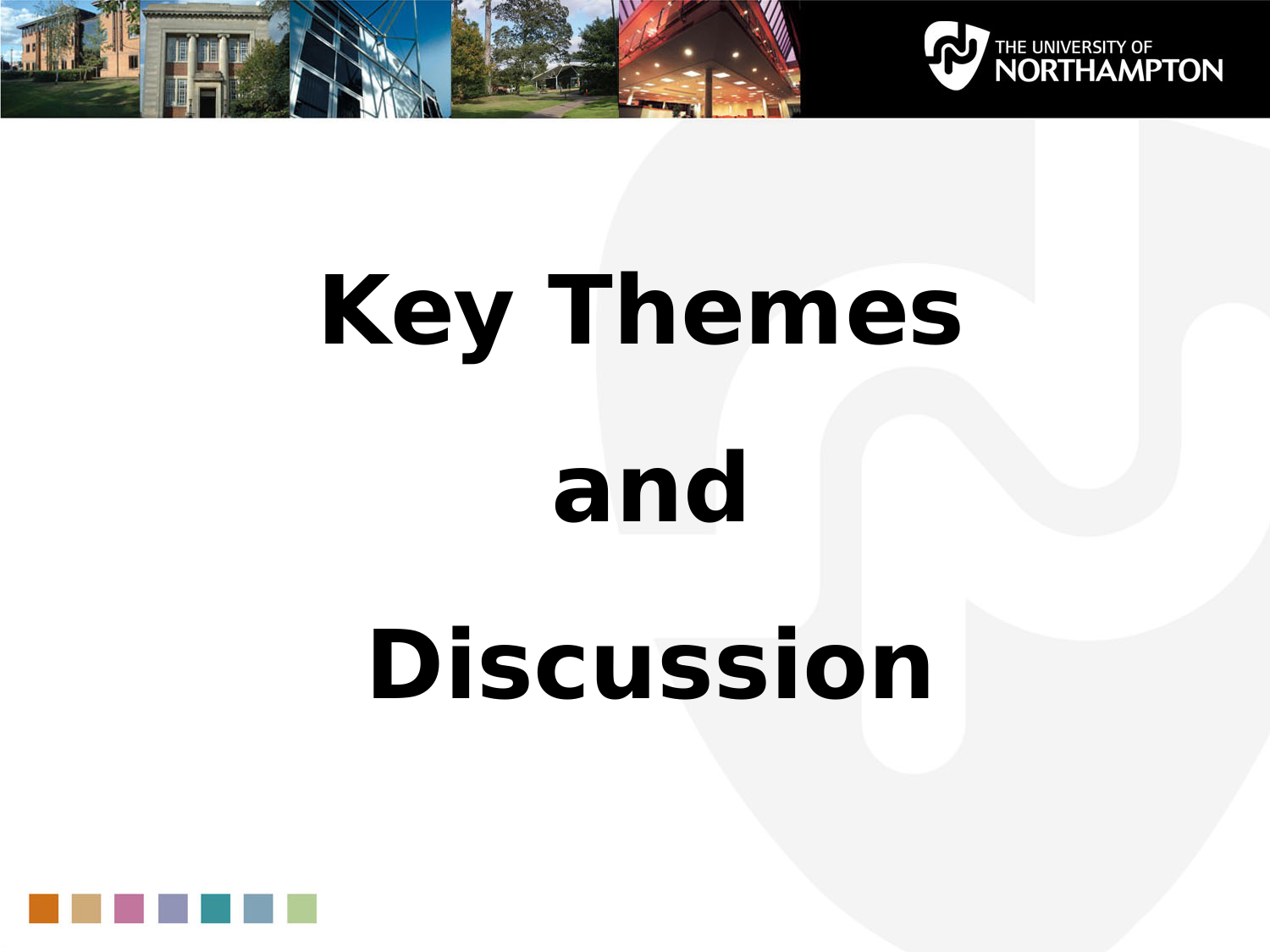# Key Themes and Discussion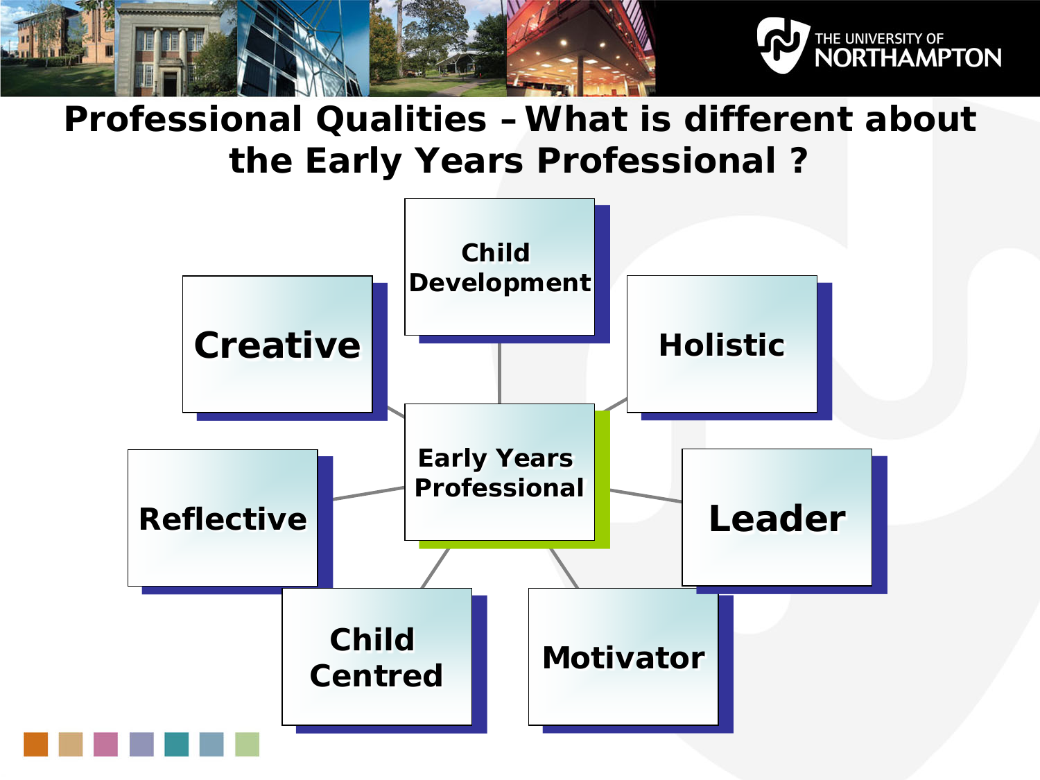# Professional Qualities – What is different about the Early Years Professional ?

**Early Years Professional**

- Child Development
- Holistic
- Leader
- Motivator
- Child Centred
- Reflective
- Creative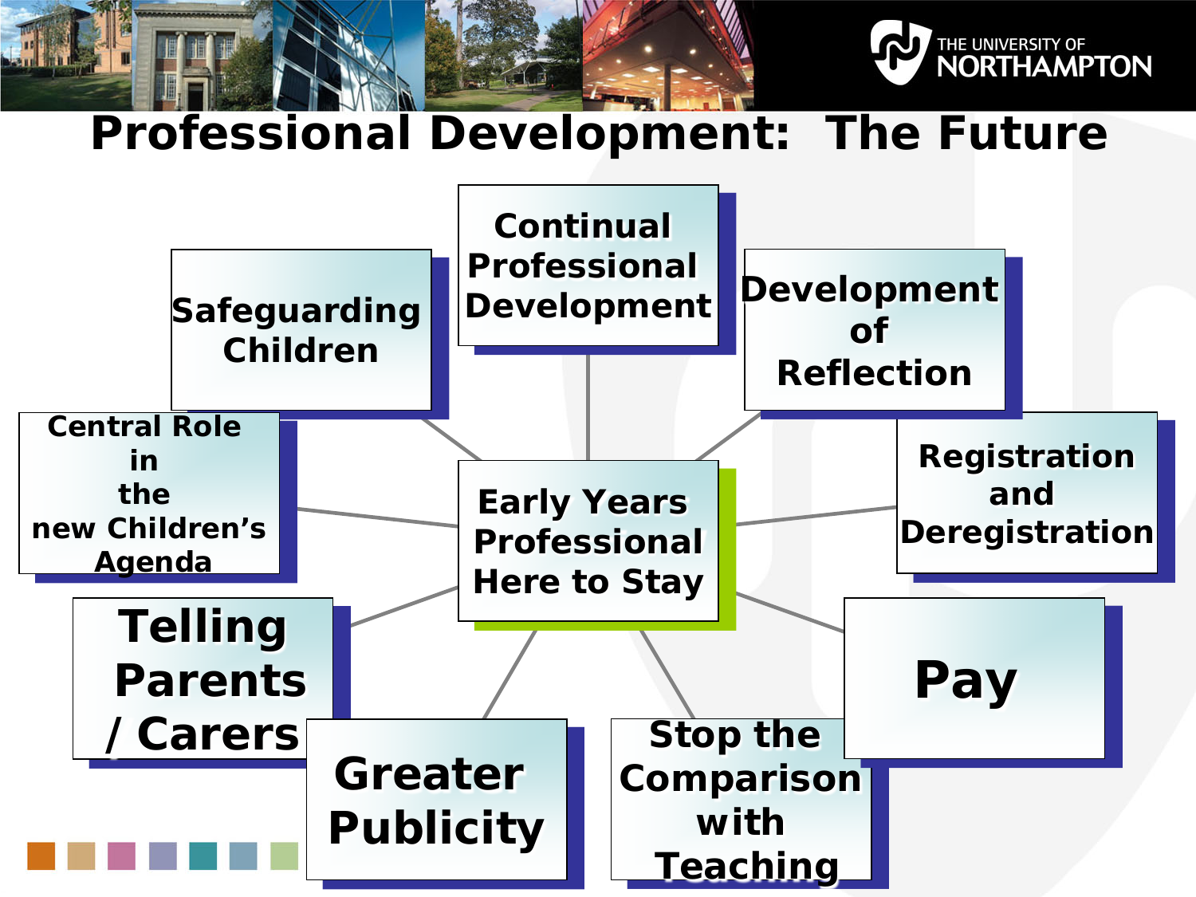# Professional Development: The Future

**Early Years Professional Here to Stay**

- Continual Professional Development
- Development of Reflection
- Registration and Deregistration
- Pay
- Stop the Comparison with Teaching
- Greater Publicity
- Telling Parents / Carers
- Central Role in the new Children's Agenda
- Safeguarding Children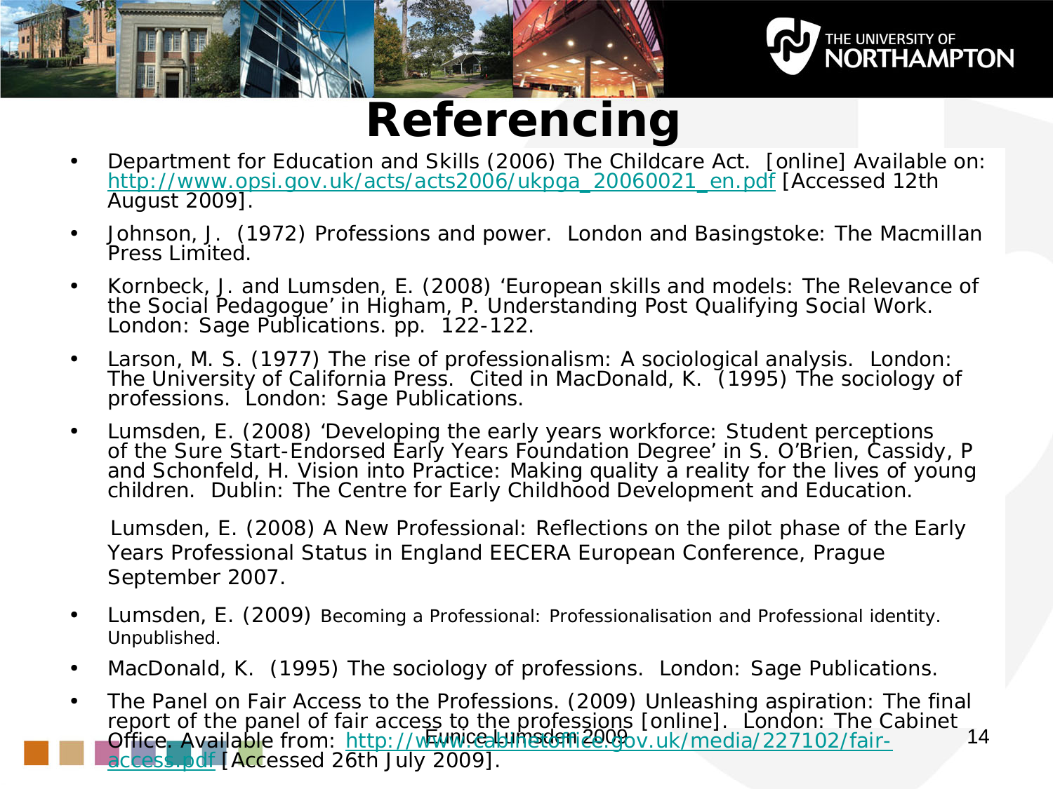# Referencing

- Department for Education and Skills (2006) The Childcare Act. [online] Available on: http://www.opsi.gov.uk/acts/acts2006/ukpga_20060021_en.pdf [Accessed 12th August 2009].
- Johnson, J. (1972) Professions and power. London and Basingstoke: The Macmillan Press Limited.
- Kornbeck, J. and Lumsden, E. (2008) 'European skills and models: The Relevance of the Social Pedagogue' in Higham, P. Understanding Post Qualifying Social Work. London: Sage Publications. pp. 122-122.
- Larson, M. S. (1977) The rise of professionalism: A sociological analysis. London: The University of California Press. Cited in MacDonald, K. (1995) The sociology of professions. London: Sage Publications.
- Lumsden, E. (2008) 'Developing the early years workforce: Student perceptions of the Sure Start-Endorsed Early Years Foundation Degree' in S. O'Brien, Cassidy, P and Schonfeld, H. Vision into Practice: Making quality a reality for the lives of young children. Dublin: The Centre for Early Childhood Development and Education.

  Lumsden, E. (2008) A New Professional: Reflections on the pilot phase of the Early Years Professional Status in England EECERA European Conference, Prague September 2007.
- Lumsden, E. (2009) Becoming a Professional: Professionalisation and Professional identity. Unpublished.
- MacDonald, K. (1995) The sociology of professions. London: Sage Publications.
- The Panel on Fair Access to the Professions. (2009) Unleashing aspiration: The final report of the panel of fair access to the professions [online]. London: The Cabinet Office. Available from: http://www.cabinetoffice.gov.uk/media/227102/fair-access.pdf [Accessed 26th July 2009].